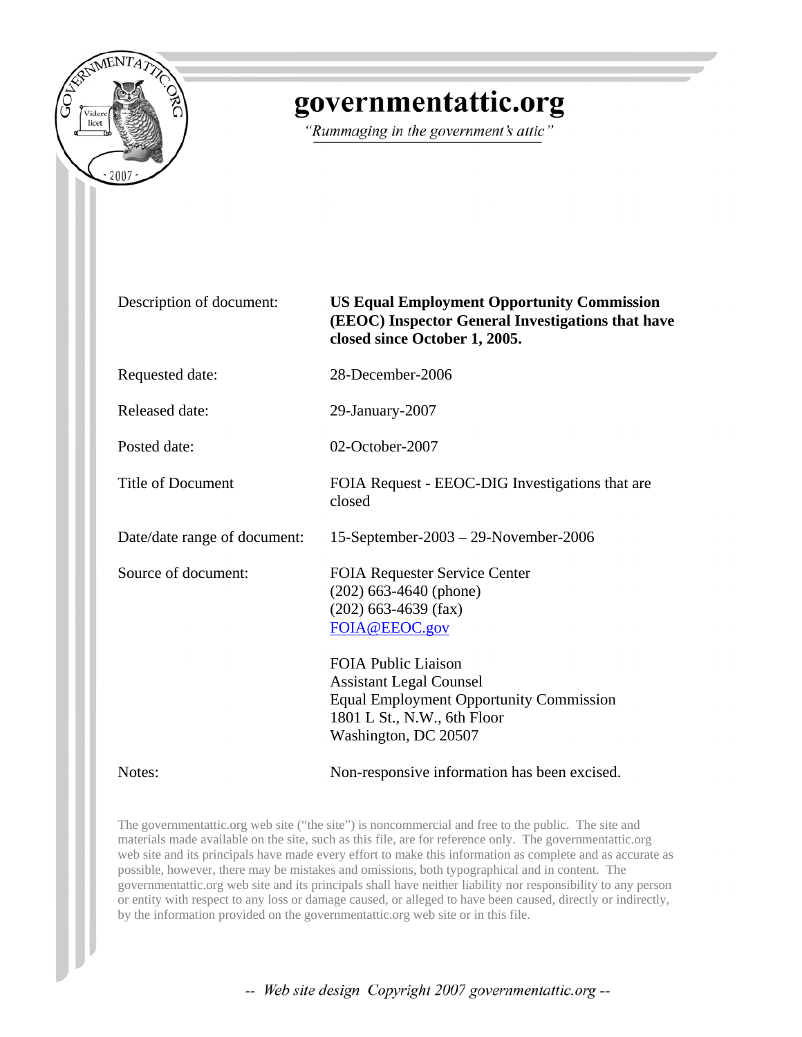# governmentattic.org

*"Rummaging in the government's attic"*

| | |
|---|---|
| Description of document: | **US Equal Employment Opportunity Commission (EEOC) Inspector General Investigations that have closed since October 1, 2005.** |
| Requested date: | 28-December-2006 |
| Released date: | 29-January-2007 |
| Posted date: | 02-October-2007 |
| Title of Document | FOIA Request - EEOC-DIG Investigations that are closed |
| Date/date range of document: | 15-September-2003 – 29-November-2006 |
| Source of document: | FOIA Requester Service Center<br>(202) 663-4640 (phone)<br>(202) 663-4639 (fax)<br>FOIA@EEOC.gov<br><br>FOIA Public Liaison<br>Assistant Legal Counsel<br>Equal Employment Opportunity Commission<br>1801 L St., N.W., 6th Floor<br>Washington, DC 20507 |
| Notes: | Non-responsive information has been excised. |

The governmentattic.org web site ("the site") is noncommercial and free to the public. The site and materials made available on the site, such as this file, are for reference only. The governmentattic.org web site and its principals have made every effort to make this information as complete and as accurate as possible, however, there may be mistakes and omissions, both typographical and in content. The governmentattic.org web site and its principals shall have neither liability nor responsibility to any person or entity with respect to any loss or damage caused, or alleged to have been caused, directly or indirectly, by the information provided on the governmentattic.org web site or in this file.

*-- Web site design Copyright 2007 governmentattic.org --*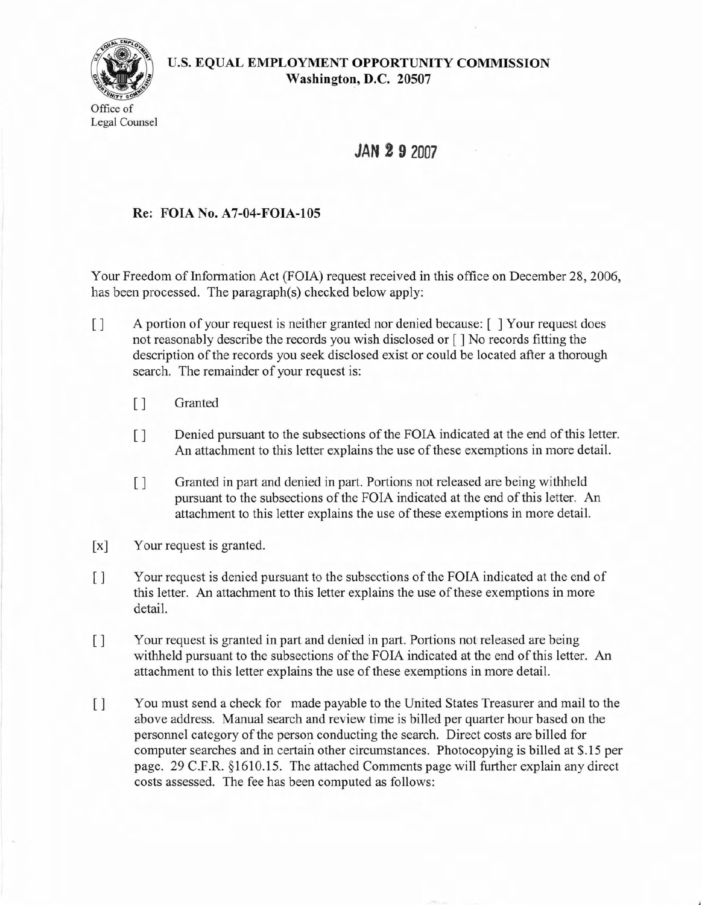**U.S. EQUAL EMPLOYMENT OPPORTUNITY COMMISSION**
**Washington, D.C. 20507**

Office of
Legal Counsel

JAN 29 2007

**Re: FOIA No. A7-04-FOIA-105**

Your Freedom of Information Act (FOIA) request received in this office on December 28, 2006, has been processed. The paragraph(s) checked below apply:

[ ] A portion of your request is neither granted nor denied because: [ ] Your request does not reasonably describe the records you wish disclosed or [ ] No records fitting the description of the records you seek disclosed exist or could be located after a thorough search. The remainder of your request is:

- [ ] Granted
- [ ] Denied pursuant to the subsections of the FOIA indicated at the end of this letter. An attachment to this letter explains the use of these exemptions in more detail.
- [ ] Granted in part and denied in part. Portions not released are being withheld pursuant to the subsections of the FOIA indicated at the end of this letter. An attachment to this letter explains the use of these exemptions in more detail.

[x] Your request is granted.

[ ] Your request is denied pursuant to the subsections of the FOIA indicated at the end of this letter. An attachment to this letter explains the use of these exemptions in more detail.

[ ] Your request is granted in part and denied in part. Portions not released are being withheld pursuant to the subsections of the FOIA indicated at the end of this letter. An attachment to this letter explains the use of these exemptions in more detail.

[ ] You must send a check for made payable to the United States Treasurer and mail to the above address. Manual search and review time is billed per quarter hour based on the personnel category of the person conducting the search. Direct costs are billed for computer searches and in certain other circumstances. Photocopying is billed at $.15 per page. 29 C.F.R. §1610.15. The attached Comments page will further explain any direct costs assessed. The fee has been computed as follows: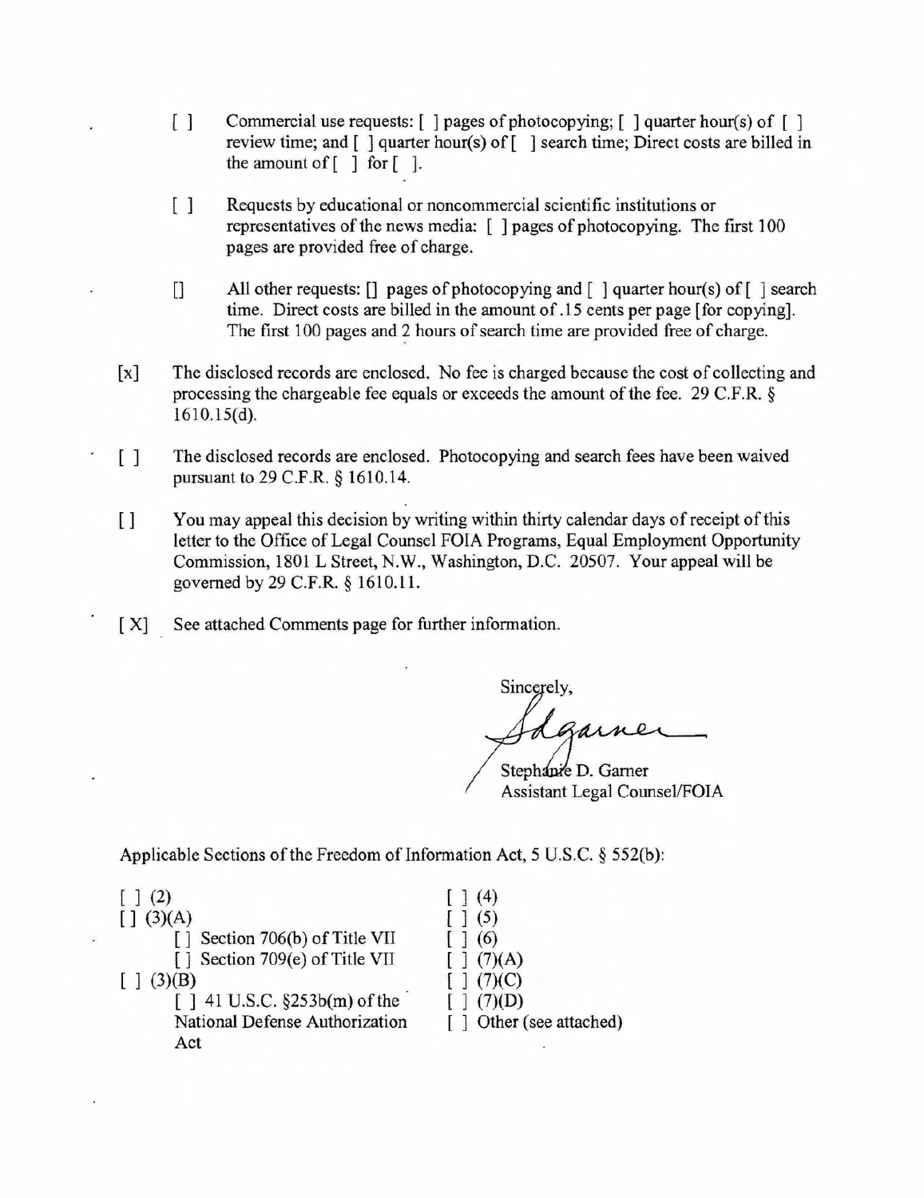[ ] Commercial use requests: [ ] pages of photocopying; [ ] quarter hour(s) of [ ] review time; and [ ] quarter hour(s) of [ ] search time; Direct costs are billed in the amount of [ ] for [ ].

[ ] Requests by educational or noncommercial scientific institutions or representatives of the news media: [ ] pages of photocopying. The first 100 pages are provided free of charge.

[] All other requests: [] pages of photocopying and [ ] quarter hour(s) of [ ] search time. Direct costs are billed in the amount of .15 cents per page [for copying]. The first 100 pages and 2 hours of search time are provided free of charge.

[x] The disclosed records are enclosed. No fee is charged because the cost of collecting and processing the chargeable fee equals or exceeds the amount of the fee. 29 C.F.R. § 1610.15(d).

[ ] The disclosed records are enclosed. Photocopying and search fees have been waived pursuant to 29 C.F.R. § 1610.14.

[] You may appeal this decision by writing within thirty calendar days of receipt of this letter to the Office of Legal Counsel FOIA Programs, Equal Employment Opportunity Commission, 1801 L Street, N.W., Washington, D.C. 20507. Your appeal will be governed by 29 C.F.R. § 1610.11.

[ X] See attached Comments page for further information.

Sincerely,

Sdgarner

Stephanie D. Garner
Assistant Legal Counsel/FOIA

Applicable Sections of the Freedom of Information Act, 5 U.S.C. § 552(b):

[ ] (2)
[] (3)(A)
  [ ] Section 706(b) of Title VII
  [ ] Section 709(e) of Title VII
[ ] (3)(B)
  [ ] 41 U.S.C. §253b(m) of the National Defense Authorization Act

[ ] (4)
[ ] (5)
[ ] (6)
[ ] (7)(A)
[ ] (7)(C)
[ ] (7)(D)
[ ] Other (see attached)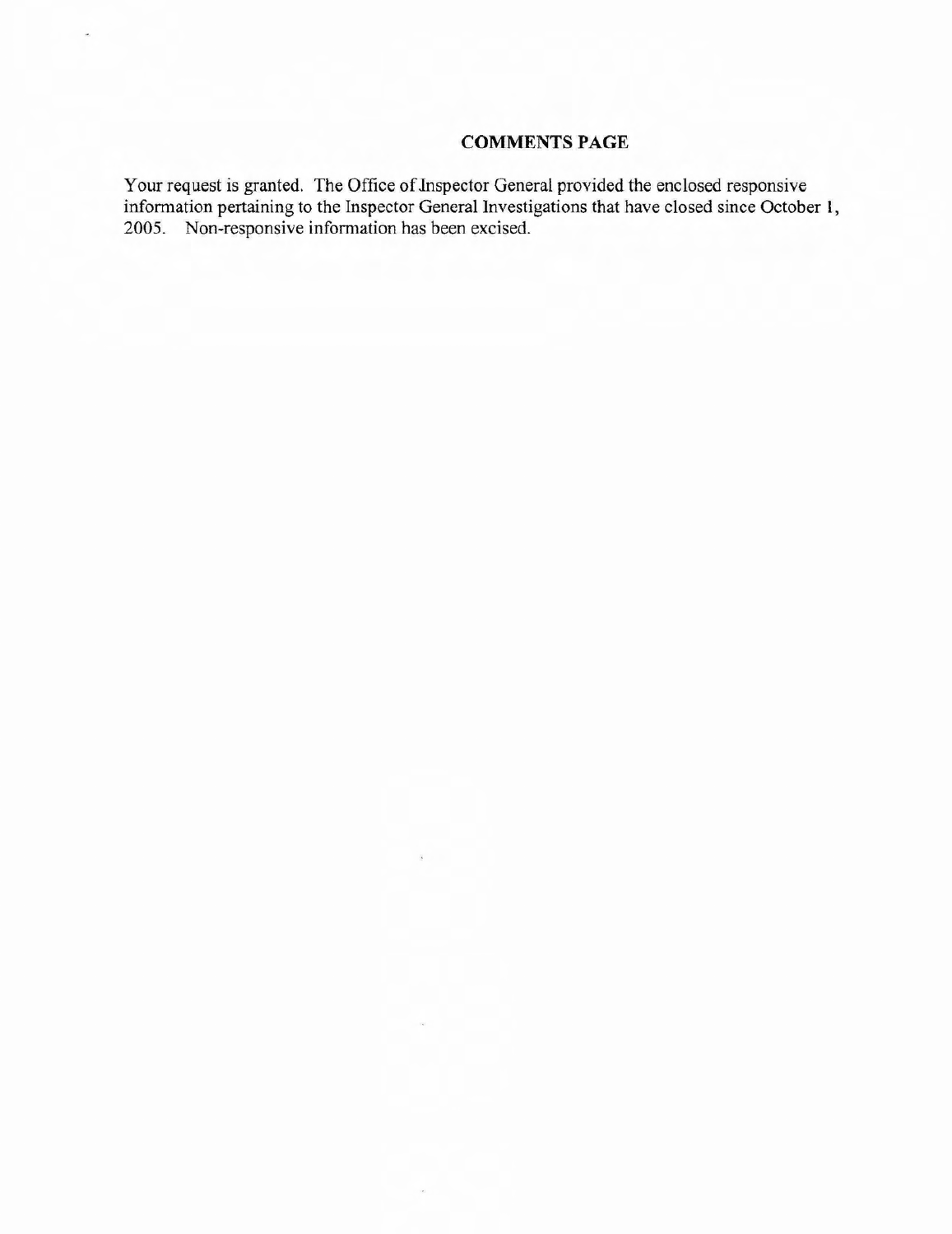## COMMENTS PAGE

Your request is granted. The Office of Inspector General provided the enclosed responsive information pertaining to the Inspector General Investigations that have closed since October 1, 2005. Non-responsive information has been excised.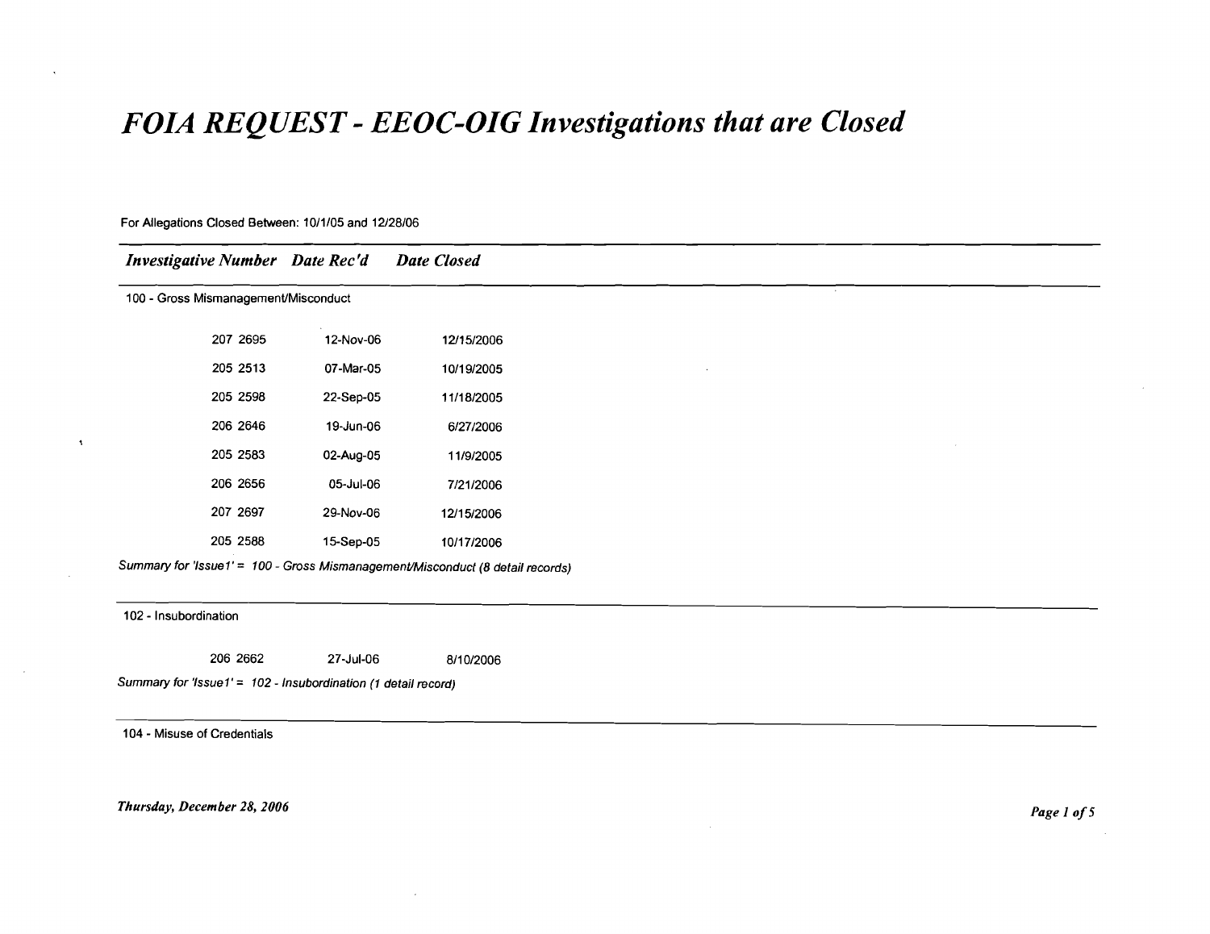# *FOIA REQUEST - EEOC-OIG Investigations that are Closed*

For Allegations Closed Between: 10/1/05 and 12/28/06

| *Investigative Number* | *Date Rec'd* | *Date Closed* |
|---|---|---|
| **100 - Gross Mismanagement/Misconduct** | | |
| 207 2695 | 12-Nov-06 | 12/15/2006 |
| 205 2513 | 07-Mar-05 | 10/19/2005 |
| 205 2598 | 22-Sep-05 | 11/18/2005 |
| 206 2646 | 19-Jun-06 | 6/27/2006 |
| 205 2583 | 02-Aug-05 | 11/9/2005 |
| 206 2656 | 05-Jul-06 | 7/21/2006 |
| 207 2697 | 29-Nov-06 | 12/15/2006 |
| 205 2588 | 15-Sep-05 | 10/17/2006 |

*Summary for 'Issue1' = 100 - Gross Mismanagement/Misconduct (8 detail records)*

| *Investigative Number* | *Date Rec'd* | *Date Closed* |
|---|---|---|
| **102 - Insubordination** | | |
| 206 2662 | 27-Jul-06 | 8/10/2006 |

*Summary for 'Issue1' = 102 - Insubordination (1 detail record)*

104 - Misuse of Credentials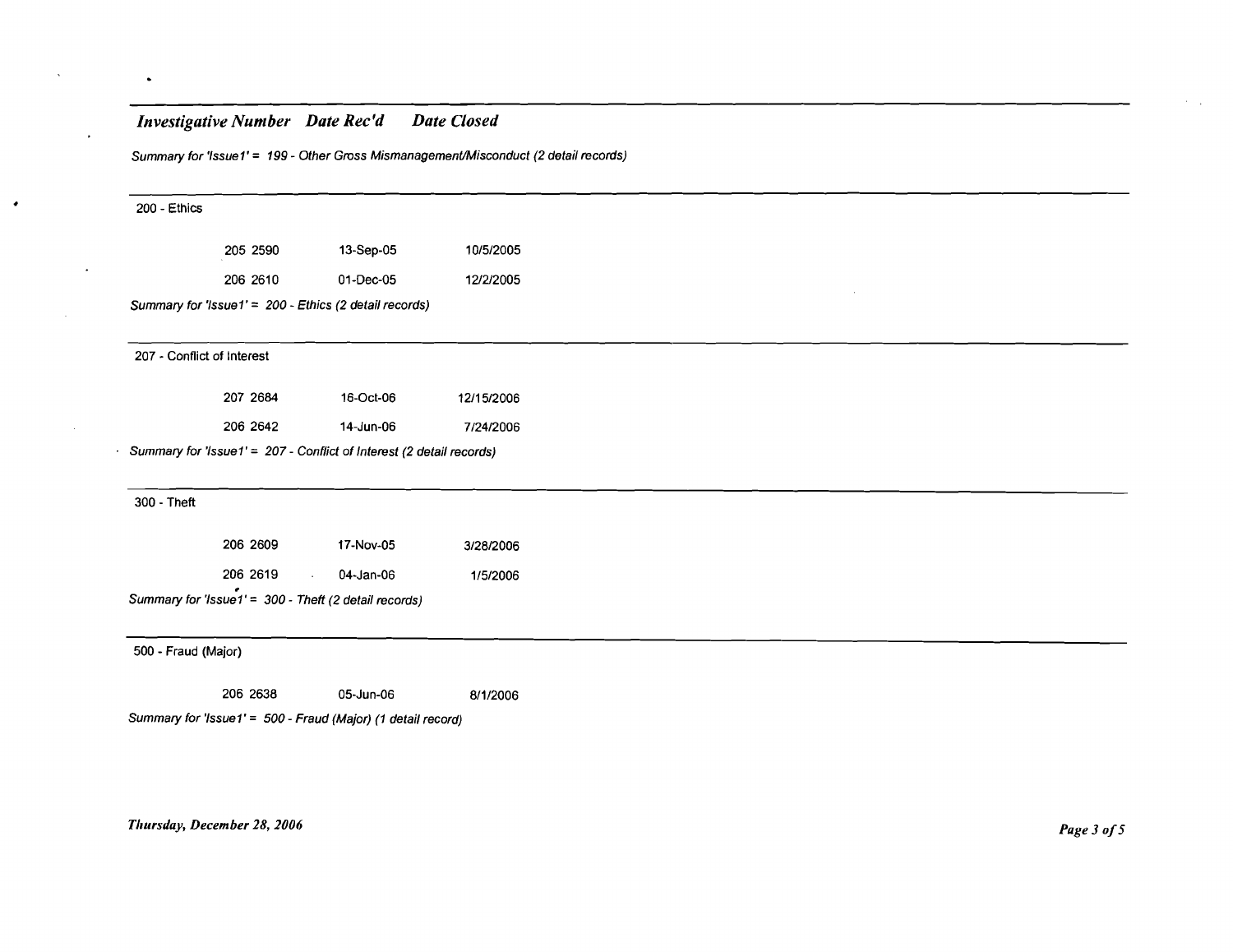| *Investigative Number* | *Date Rec'd* | *Date Closed* |
|---|---|---|

*Summary for 'Issue1' = 199 - Other Gross Mismanagement/Misconduct (2 detail records)*

---

200 - Ethics

| Investigative Number | Date Rec'd | Date Closed |
|---|---|---|
| 205 2590 | 13-Sep-05 | 10/5/2005 |
| 206 2610 | 01-Dec-05 | 12/2/2005 |

*Summary for 'Issue1' = 200 - Ethics (2 detail records)*

---

207 - Conflict of Interest

| Investigative Number | Date Rec'd | Date Closed |
|---|---|---|
| 207 2684 | 16-Oct-06 | 12/15/2006 |
| 206 2642 | 14-Jun-06 | 7/24/2006 |

*Summary for 'Issue1' = 207 - Conflict of Interest (2 detail records)*

---

300 - Theft

| Investigative Number | Date Rec'd | Date Closed |
|---|---|---|
| 206 2609 | 17-Nov-05 | 3/28/2006 |
| 206 2619 | 04-Jan-06 | 1/5/2006 |

*Summary for 'Issue1' = 300 - Theft (2 detail records)*

---

500 - Fraud (Major)

| Investigative Number | Date Rec'd | Date Closed |
|---|---|---|
| 206 2638 | 05-Jun-06 | 8/1/2006 |

*Summary for 'Issue1' = 500 - Fraud (Major) (1 detail record)*

*Thursday, December 28, 2006*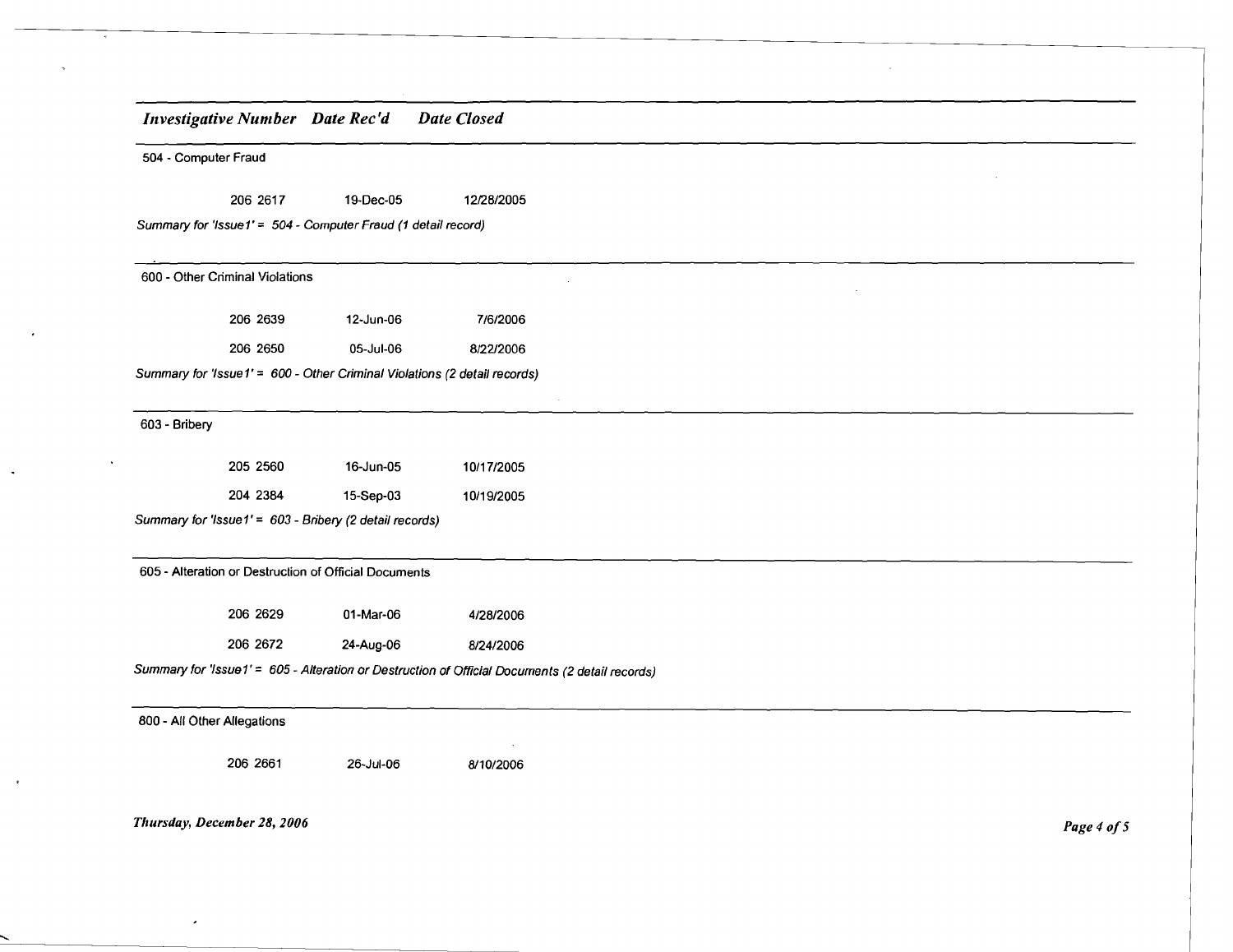| Investigative Number | Date Rec'd | Date Closed |
|---|---|---|
| **504 - Computer Fraud** | | |
| 206 2617 | 19-Dec-05 | 12/28/2005 |
| *Summary for 'Issue1' = 504 - Computer Fraud (1 detail record)* | | |
| **600 - Other Criminal Violations** | | |
| 206 2639 | 12-Jun-06 | 7/6/2006 |
| 206 2650 | 05-Jul-06 | 8/22/2006 |
| *Summary for 'Issue1' = 600 - Other Criminal Violations (2 detail records)* | | |
| **603 - Bribery** | | |
| 205 2560 | 16-Jun-05 | 10/17/2005 |
| 204 2384 | 15-Sep-03 | 10/19/2005 |
| *Summary for 'Issue1' = 603 - Bribery (2 detail records)* | | |
| **605 - Alteration or Destruction of Official Documents** | | |
| 206 2629 | 01-Mar-06 | 4/28/2006 |
| 206 2672 | 24-Aug-06 | 8/24/2006 |
| *Summary for 'Issue1' = 605 - Alteration or Destruction of Official Documents (2 detail records)* | | |
| **800 - All Other Allegations** | | |
| 206 2661 | 26-Jul-06 | 8/10/2006 |

*Thursday, December 28, 2006*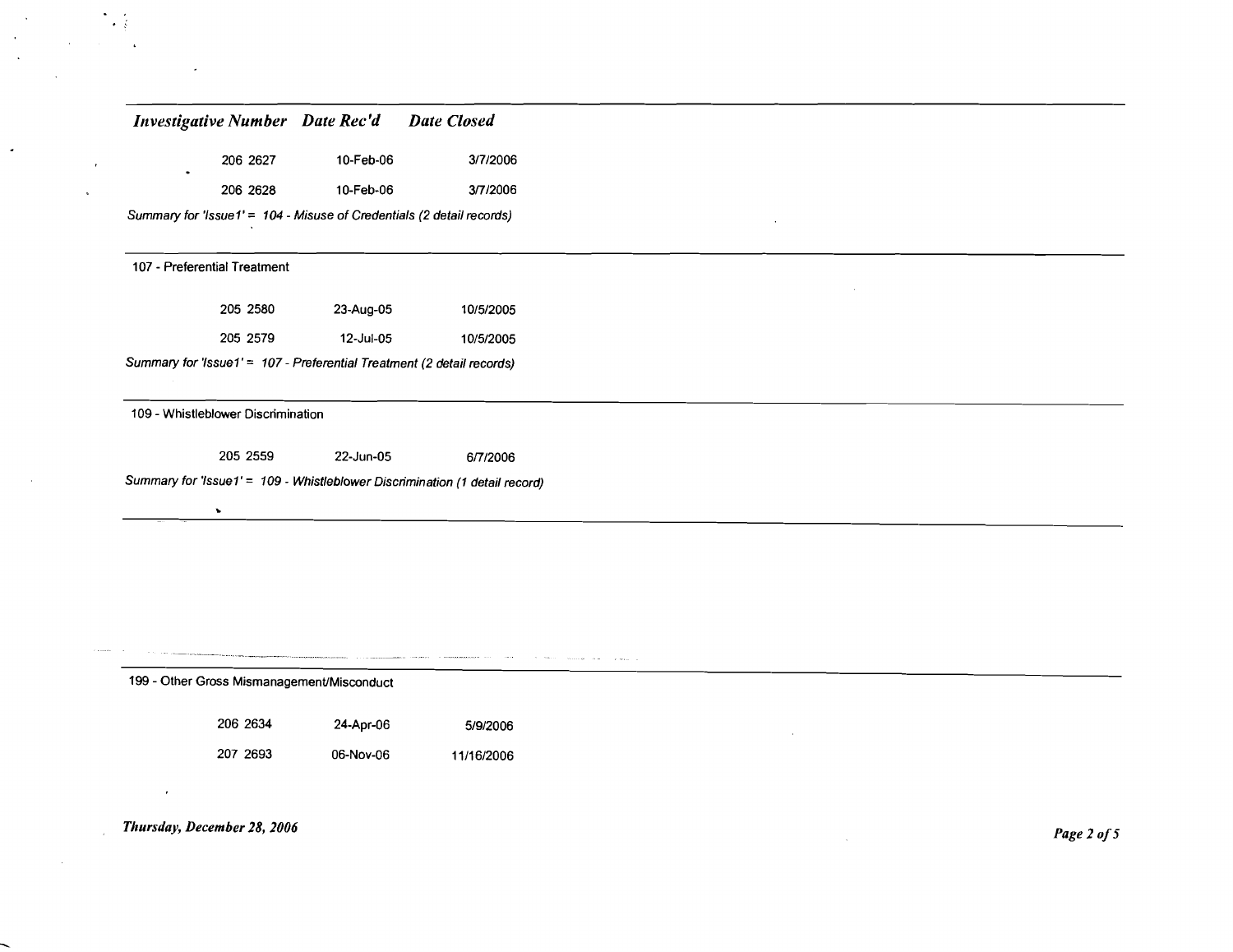| Investigative Number | Date Rec'd | Date Closed |
| --- | --- | --- |
| 206 2627 | 10-Feb-06 | 3/7/2006 |
| 206 2628 | 10-Feb-06 | 3/7/2006 |

*Summary for 'Issue1' = 104 - Misuse of Credentials (2 detail records)*

107 - Preferential Treatment

| Investigative Number | Date Rec'd | Date Closed |
| --- | --- | --- |
| 205 2580 | 23-Aug-05 | 10/5/2005 |
| 205 2579 | 12-Jul-05 | 10/5/2005 |

*Summary for 'Issue1' = 107 - Preferential Treatment (2 detail records)*

109 - Whistleblower Discrimination

| Investigative Number | Date Rec'd | Date Closed |
| --- | --- | --- |
| 205 2559 | 22-Jun-05 | 6/7/2006 |

*Summary for 'Issue1' = 109 - Whistleblower Discrimination (1 detail record)*

199 - Other Gross Mismanagement/Misconduct

| Investigative Number | Date Rec'd | Date Closed |
| --- | --- | --- |
| 206 2634 | 24-Apr-06 | 5/9/2006 |
| 207 2693 | 06-Nov-06 | 11/16/2006 |

*Thursday, December 28, 2006*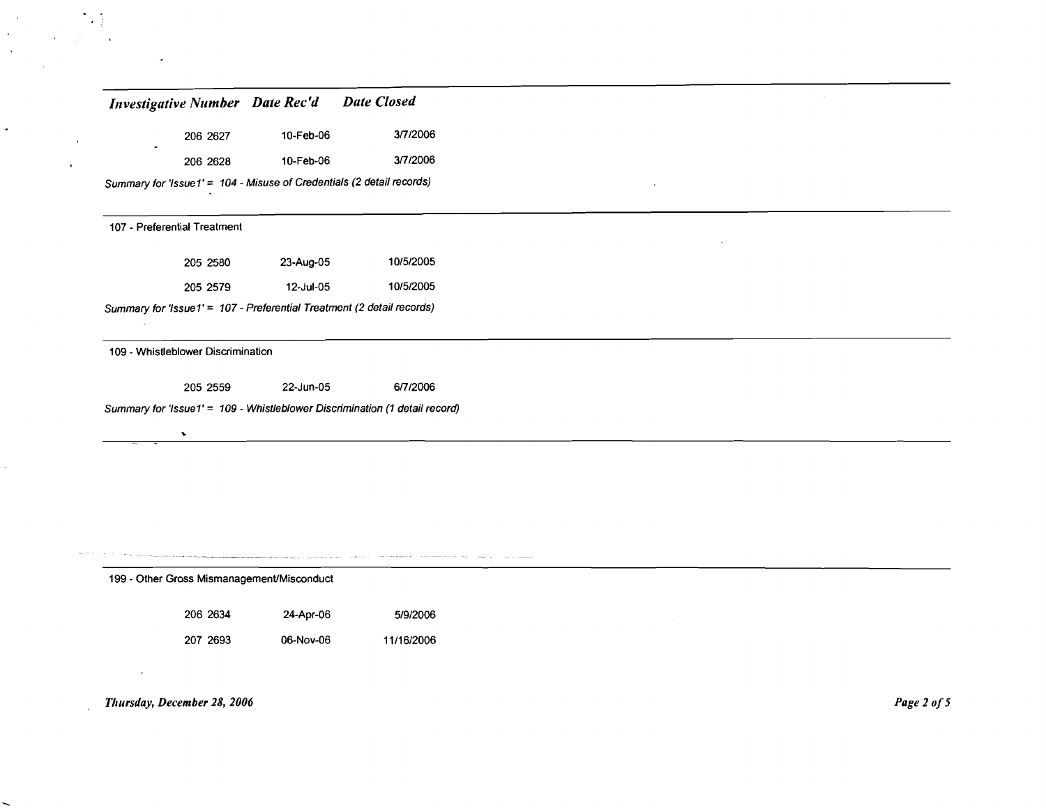| Investigative Number | Date Rec'd | Date Closed |
|---|---|---|
| 206 2627 | 10-Feb-06 | 3/7/2006 |
| 206 2628 | 10-Feb-06 | 3/7/2006 |

*Summary for 'Issue1' = 104 - Misuse of Credentials (2 detail records)*

107 - Preferential Treatment

| Investigative Number | Date Rec'd | Date Closed |
|---|---|---|
| 205 2580 | 23-Aug-05 | 10/5/2005 |
| 205 2579 | 12-Jul-05 | 10/5/2005 |

*Summary for 'Issue1' = 107 - Preferential Treatment (2 detail records)*

109 - Whistleblower Discrimination

| Investigative Number | Date Rec'd | Date Closed |
|---|---|---|
| 205 2559 | 22-Jun-05 | 6/7/2006 |

*Summary for 'Issue1' = 109 - Whistleblower Discrimination (1 detail record)*

199 - Other Gross Mismanagement/Misconduct

| Investigative Number | Date Rec'd | Date Closed |
|---|---|---|
| 206 2634 | 24-Apr-06 | 5/9/2006 |
| 207 2693 | 06-Nov-06 | 11/16/2006 |

*Thursday, December 28, 2006*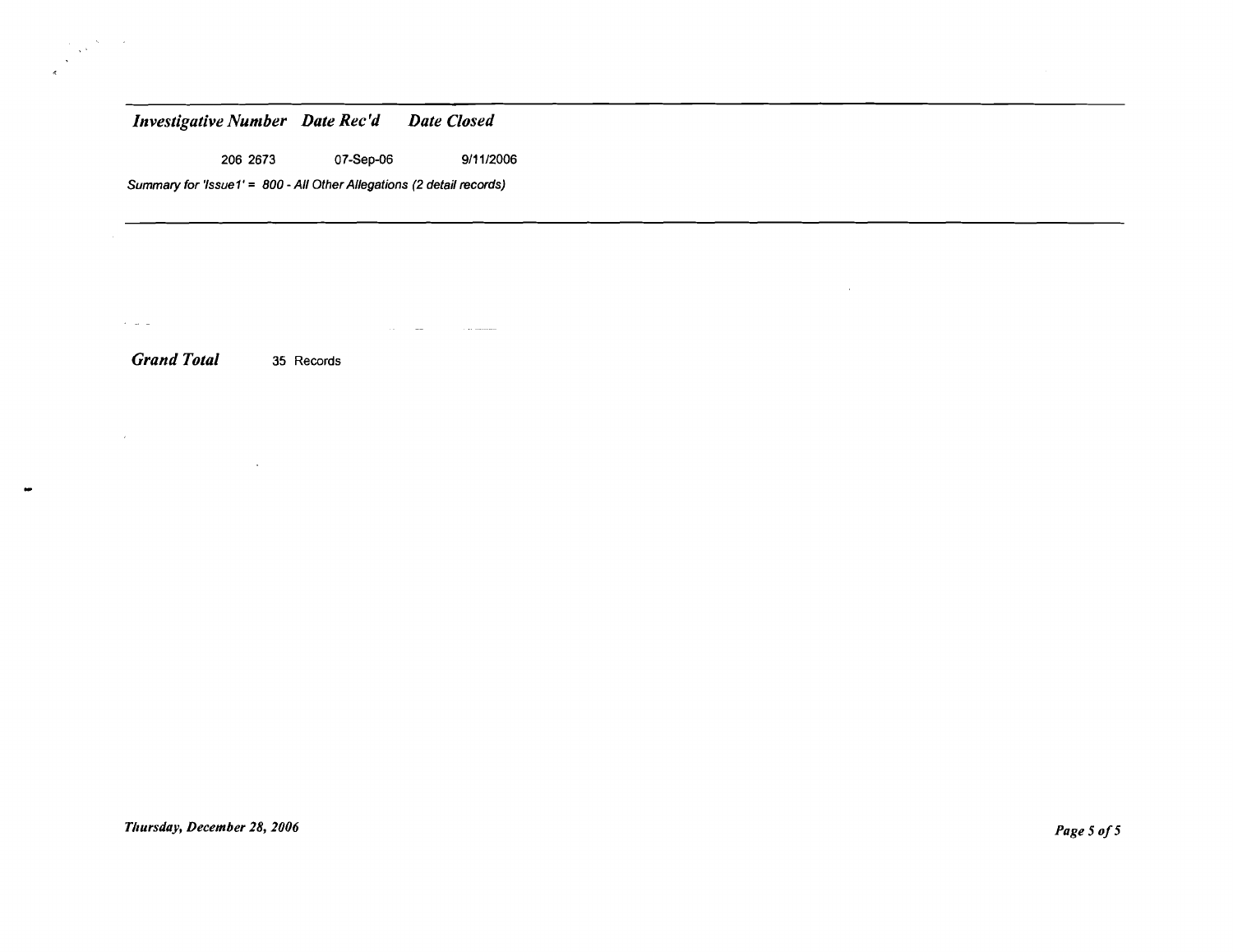| Investigative Number | Date Rec'd | Date Closed |
|---|---|---|
| 206 2673 | 07-Sep-06 | 9/11/2006 |

*Summary for 'Issue1' = 800 - All Other Allegations (2 detail records)*

***Grand Total*** 35 Records

*Thursday, December 28, 2006*